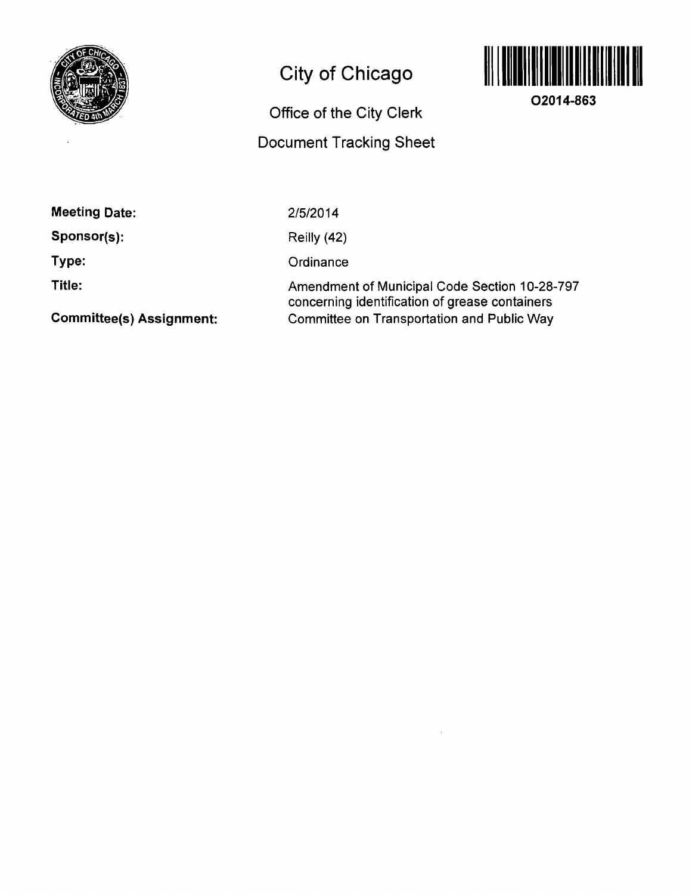# City of Chicago

## Office of the City Clerk

## Document Tracking Sheet

**O2014-863**

**Meeting Date:** 2/5/2014

**Sponsor(s):** Reilly (42)

**Type:** Ordinance

**Title:** Amendment of Municipal Code Section 10-28-797 concerning identification of grease containers

**Committee(s) Assignment:** Committee on Transportation and Public Way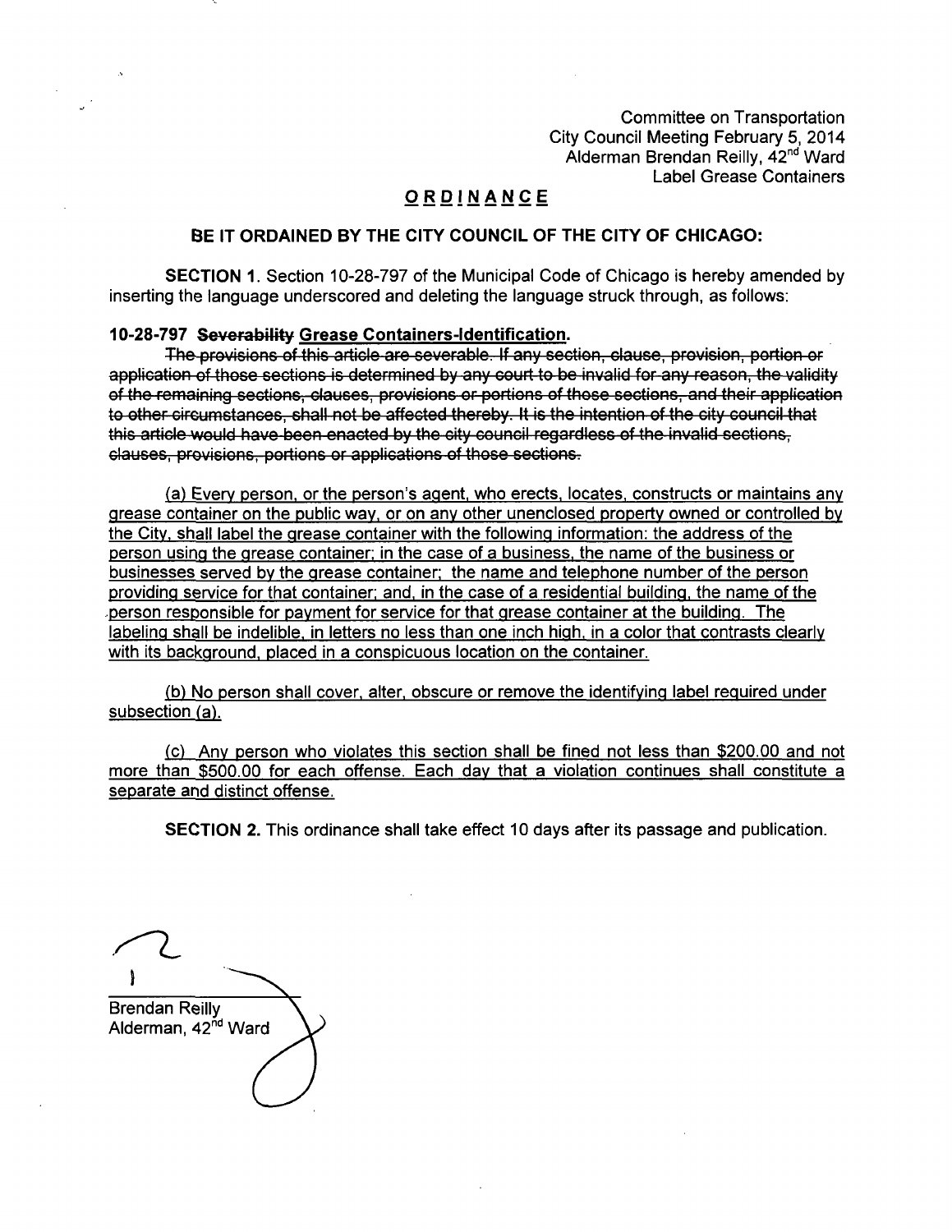Committee on Transportation
City Council Meeting February 5, 2014
Alderman Brendan Reilly, 42nd Ward
Label Grease Containers

# ORDINANCE

**BE IT ORDAINED BY THE CITY COUNCIL OF THE CITY OF CHICAGO:**

**SECTION 1.** Section 10-28-797 of the Municipal Code of Chicago is hereby amended by inserting the language underscored and deleting the language struck through, as follows:

**10-28-797 ~~Severability~~ <u>Grease Containers-Identification</u>.**

~~The provisions of this article are severable. If any section, clause, provision, portion or application of those sections is determined by any court to be invalid for any reason, the validity of the remaining sections, clauses, provisions or portions of those sections, and their application to other circumstances, shall not be affected thereby. It is the intention of the city council that this article would have been enacted by the city council regardless of the invalid sections, clauses, provisions, portions or applications of those sections.~~

<u>(a) Every person, or the person's agent, who erects, locates, constructs or maintains any grease container on the public way, or on any other unenclosed property owned or controlled by the City, shall label the grease container with the following information: the address of the person using the grease container; in the case of a business, the name of the business or businesses served by the grease container; the name and telephone number of the person providing service for that container; and, in the case of a residential building, the name of the person responsible for payment for service for that grease container at the building. The labeling shall be indelible, in letters no less than one inch high, in a color that contrasts clearly with its background, placed in a conspicuous location on the container.</u>

<u>(b) No person shall cover, alter, obscure or remove the identifying label required under subsection (a).</u>

<u>(c) Any person who violates this section shall be fined not less than $200.00 and not more than $500.00 for each offense. Each day that a violation continues shall constitute a separate and distinct offense.</u>

**SECTION 2.** This ordinance shall take effect 10 days after its passage and publication.

Brendan Reilly
Alderman, 42nd Ward